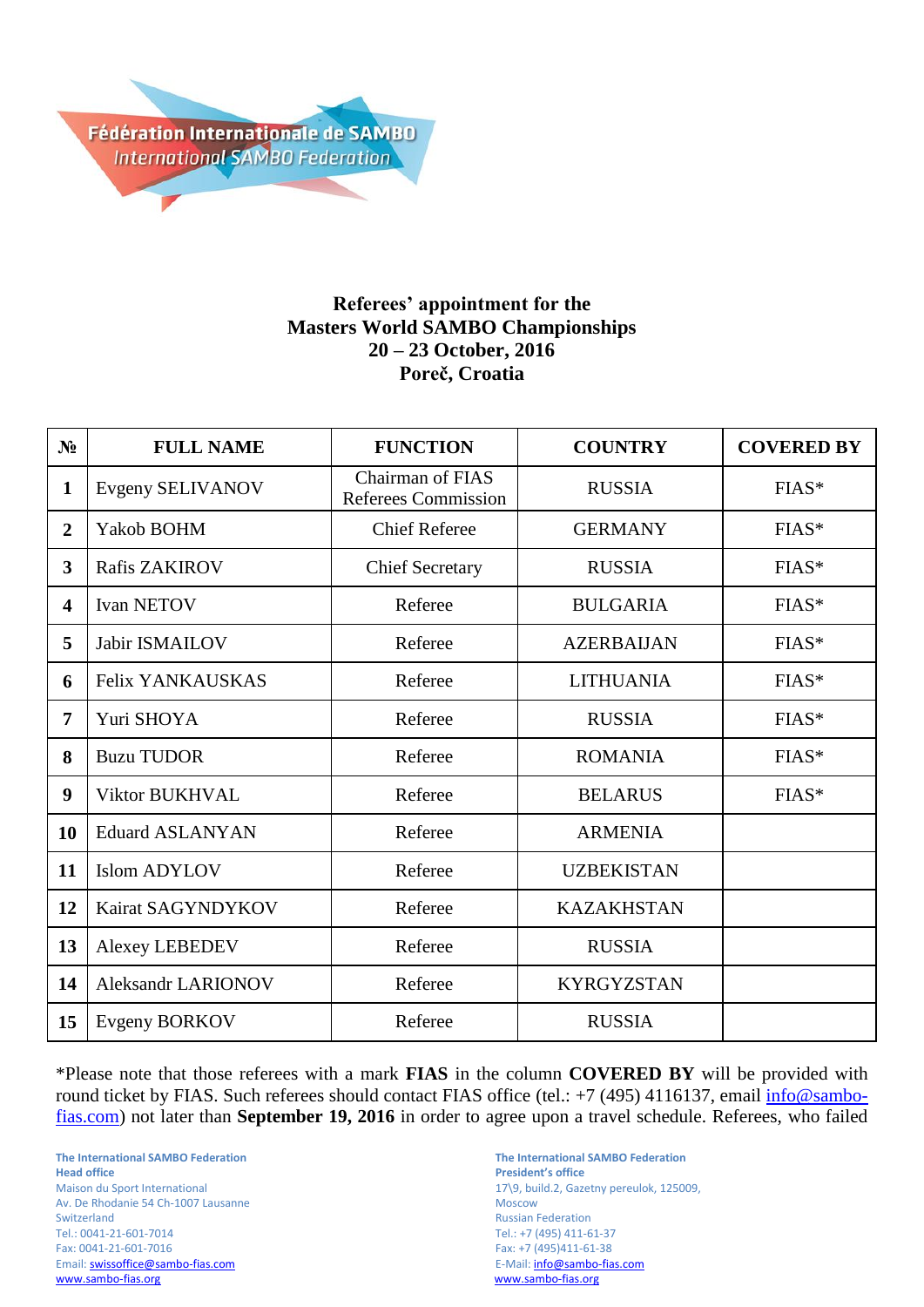Fédération Internationale de SAMBO
International SAMBO Federation

**Referees' appointment for the**
**Masters World SAMBO Championships**
**20 – 23 October, 2016**
**Poreč, Croatia**

| № | FULL NAME | FUNCTION | COUNTRY | COVERED BY |
|---|---|---|---|---|
| 1 | Evgeny SELIVANOV | Chairman of FIAS Referees Commission | RUSSIA | FIAS* |
| 2 | Yakob BOHM | Chief Referee | GERMANY | FIAS* |
| 3 | Rafis ZAKIROV | Chief Secretary | RUSSIA | FIAS* |
| 4 | Ivan NETOV | Referee | BULGARIA | FIAS* |
| 5 | Jabir ISMAILOV | Referee | AZERBAIJAN | FIAS* |
| 6 | Felix YANKAUSKAS | Referee | LITHUANIA | FIAS* |
| 7 | Yuri SHOYA | Referee | RUSSIA | FIAS* |
| 8 | Buzu TUDOR | Referee | ROMANIA | FIAS* |
| 9 | Viktor BUKHVAL | Referee | BELARUS | FIAS* |
| 10 | Eduard ASLANYAN | Referee | ARMENIA | |
| 11 | Islom ADYLOV | Referee | UZBEKISTAN | |
| 12 | Kairat SAGYNDYKOV | Referee | KAZAKHSTAN | |
| 13 | Alexey LEBEDEV | Referee | RUSSIA | |
| 14 | Aleksandr LARIONOV | Referee | KYRGYZSTAN | |
| 15 | Evgeny BORKOV | Referee | RUSSIA | |

*Please note that those referees with a mark **FIAS** in the column **COVERED BY** will be provided with round ticket by FIAS. Such referees should contact FIAS office (tel.: +7 (495) 4116137, email info@sambo-fias.com) not later than **September 19, 2016** in order to agree upon a travel schedule. Referees, who failed

**The International SAMBO Federation**
**Head office**
Maison du Sport International
Av. De Rhodanie 54 Ch-1007 Lausanne
Switzerland
Tel.: 0041-21-601-7014
Fax: 0041-21-601-7016
Email: swissoffice@sambo-fias.com
www.sambo-fias.org

**The International SAMBO Federation**
**President's office**
17\9, build.2, Gazetny pereulok, 125009,
Moscow
Russian Federation
Tel.: +7 (495) 411-61-37
Fax: +7 (495)411-61-38
E-Mail: info@sambo-fias.com
www.sambo-fias.org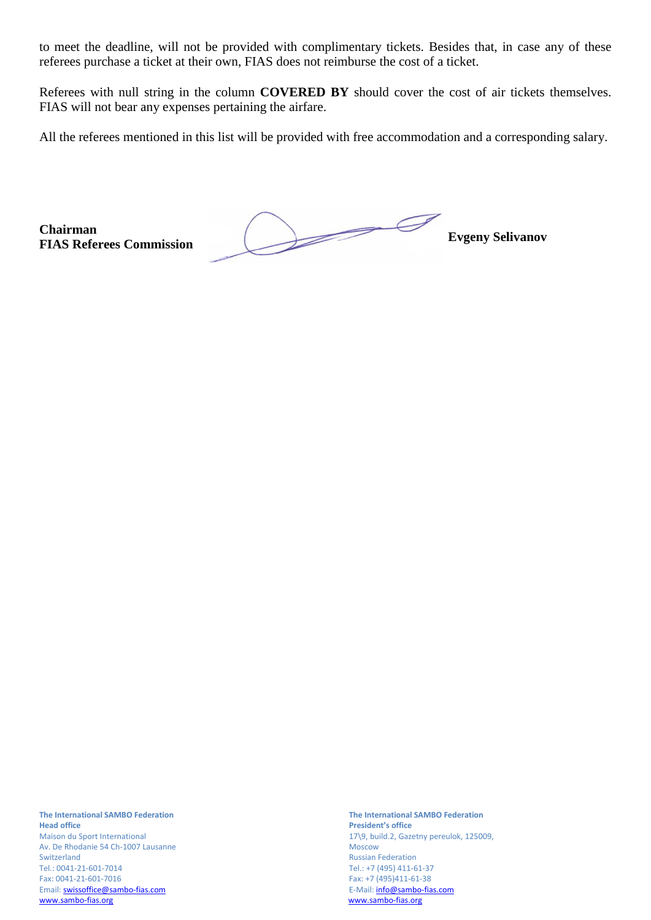to meet the deadline, will not be provided with complimentary tickets. Besides that, in case any of these referees purchase a ticket at their own, FIAS does not reimburse the cost of a ticket.

Referees with null string in the column **COVERED BY** should cover the cost of air tickets themselves. FIAS will not bear any expenses pertaining the airfare.

All the referees mentioned in this list will be provided with free accommodation and a corresponding salary.

**Chairman**
**FIAS Referees Commission** **Evgeny Selivanov**

**The International SAMBO Federation**
**Head office**
Maison du Sport International
Av. De Rhodanie 54 Ch-1007 Lausanne
Switzerland
Tel.: 0041-21-601-7014
Fax: 0041-21-601-7016
Email: swissoffice@sambo-fias.com
www.sambo-fias.org

**The International SAMBO Federation**
**President's office**
17\9, build.2, Gazetny pereulok, 125009,
Moscow
Russian Federation
Tel.: +7 (495) 411-61-37
Fax: +7 (495)411-61-38
E-Mail: info@sambo-fias.com
www.sambo-fias.org